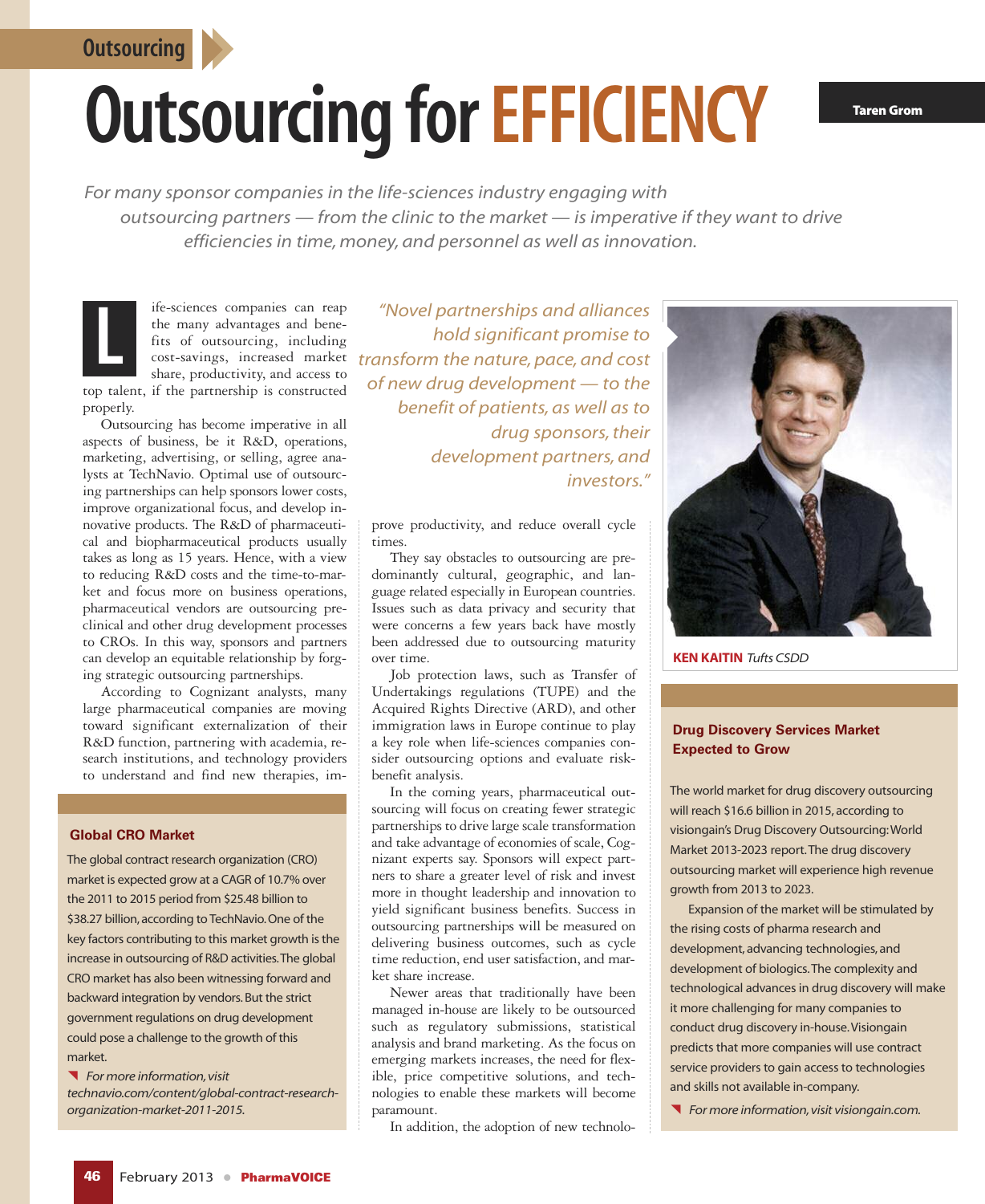# Outsourcing for EFFICIENCY

**Taren Grom**

*For many sponsor companies in the life-sciences industry engaging with outsourcing partners — from the clinic to the market — is imperative if they want to drive efficiencies in time, money, and personnel as well as innovation.*

Life-sciences companies can reap the many advantages and benefits of outsourcing, including cost-savings, increased market share, productivity, and access to top talent, if the partnership is constructed properly.

Outsourcing has become imperative in all aspects of business, be it R&D, operations, marketing, advertising, or selling, agree analysts at TechNavio. Optimal use of outsourcing partnerships can help sponsors lower costs, improve organizational focus, and develop innovative products. The R&D of pharmaceutical and biopharmaceutical products usually takes as long as 15 years. Hence, with a view to reducing R&D costs and the time-to-market and focus more on business operations, pharmaceutical vendors are outsourcing preclinical and other drug development processes to CROs. In this way, sponsors and partners can develop an equitable relationship by forging strategic outsourcing partnerships.

According to Cognizant analysts, many large pharmaceutical companies are moving toward significant externalization of their R&D function, partnering with academia, research institutions, and technology providers to understand and find new therapies, improve productivity, and reduce overall cycle times.

*"Novel partnerships and alliances hold significant promise to transform the nature, pace, and cost of new drug development — to the benefit of patients, as well as to drug sponsors, their development partners, and investors."*

**KEN KAITIN** *Tufts CSDD*

They say obstacles to outsourcing are predominantly cultural, geographic, and language related especially in European countries. Issues such as data privacy and security that were concerns a few years back have mostly been addressed due to outsourcing maturity over time.

Job protection laws, such as Transfer of Undertakings regulations (TUPE) and the Acquired Rights Directive (ARD), and other immigration laws in Europe continue to play a key role when life-sciences companies consider outsourcing options and evaluate risk-benefit analysis.

In the coming years, pharmaceutical outsourcing will focus on creating fewer strategic partnerships to drive large scale transformation and take advantage of economies of scale, Cognizant experts say. Sponsors will expect partners to share a greater level of risk and invest more in thought leadership and innovation to yield significant business benefits. Success in outsourcing partnerships will be measured on delivering business outcomes, such as cycle time reduction, end user satisfaction, and market share increase.

Newer areas that traditionally have been managed in-house are likely to be outsourced such as regulatory submissions, statistical analysis and brand marketing. As the focus on emerging markets increases, the need for flexible, price competitive solutions, and technologies to enable these markets will become paramount.

In addition, the adoption of new technolo-

### Global CRO Market

The global contract research organization (CRO) market is expected grow at a CAGR of 10.7% over the 2011 to 2015 period from $25.48 billion to $38.27 billion, according to TechNavio. One of the key factors contributing to this market growth is the increase in outsourcing of R&D activities. The global CRO market has also been witnessing forward and backward integration by vendors. But the strict government regulations on drug development could pose a challenge to the growth of this market.

*For more information, visit technavio.com/content/global-contract-research-organization-market-2011-2015.*

### Drug Discovery Services Market Expected to Grow

The world market for drug discovery outsourcing will reach $16.6 billion in 2015, according to visiongain's Drug Discovery Outsourcing: World Market 2013-2023 report. The drug discovery outsourcing market will experience high revenue growth from 2013 to 2023.

Expansion of the market will be stimulated by the rising costs of pharma research and development, advancing technologies, and development of biologics. The complexity and technological advances in drug discovery will make it more challenging for many companies to conduct drug discovery in-house. Visiongain predicts that more companies will use contract service providers to gain access to technologies and skills not available in-company.

*For more information, visit visiongain.com.*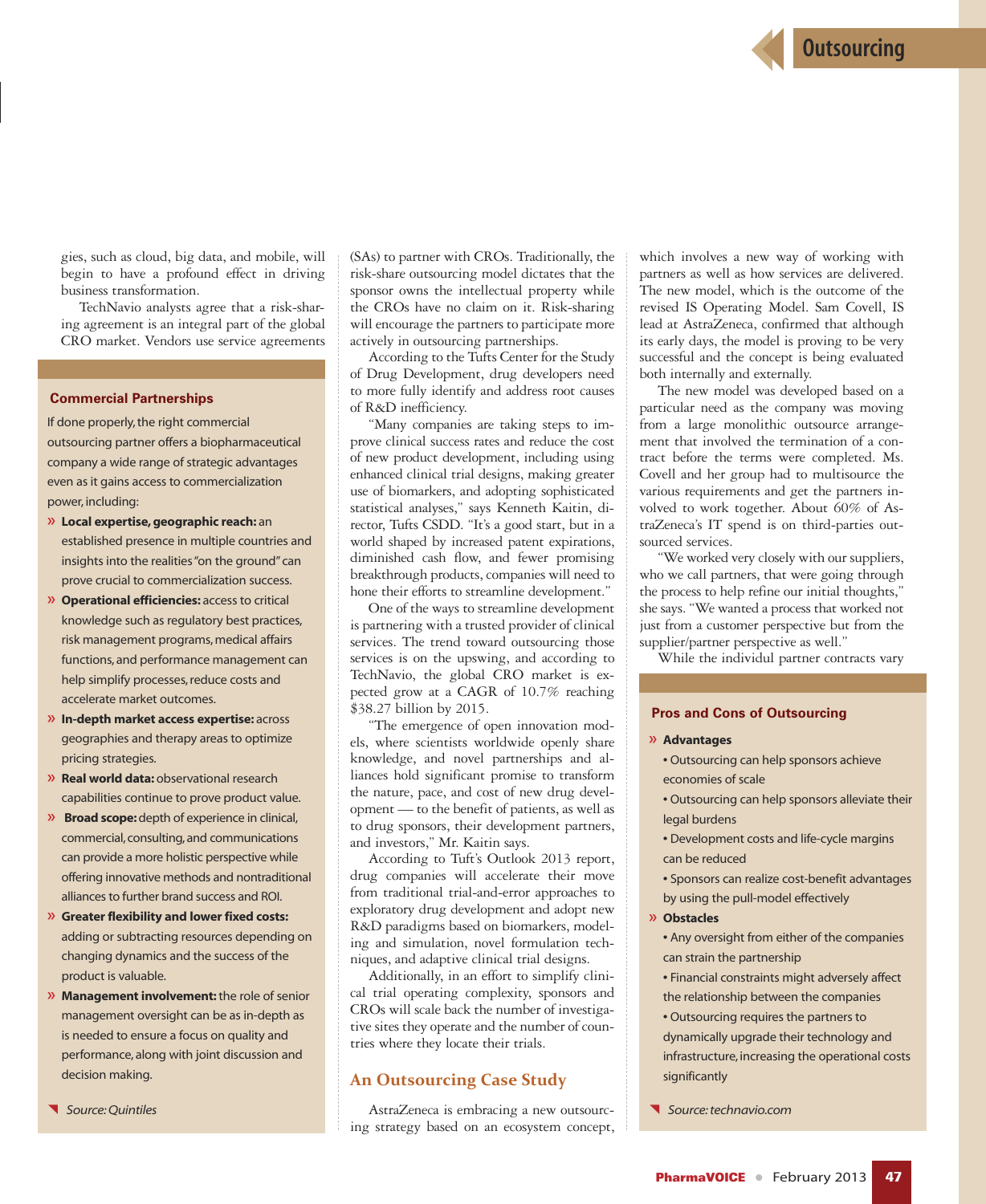gies, such as cloud, big data, and mobile, will begin to have a profound effect in driving business transformation.

TechNavio analysts agree that a risk-sharing agreement is an integral part of the global CRO market. Vendors use service agreements (SAs) to partner with CROs. Traditionally, the risk-share outsourcing model dictates that the sponsor owns the intellectual property while the CROs have no claim on it. Risk-sharing will encourage the partners to participate more actively in outsourcing partnerships.

According to the Tufts Center for the Study of Drug Development, drug developers need to more fully identify and address root causes of R&D inefficiency.

"Many companies are taking steps to improve clinical success rates and reduce the cost of new product development, including using enhanced clinical trial designs, making greater use of biomarkers, and adopting sophisticated statistical analyses," says Kenneth Kaitin, director, Tufts CSDD. "It's a good start, but in a world shaped by increased patent expirations, diminished cash flow, and fewer promising breakthrough products, companies will need to hone their efforts to streamline development."

One of the ways to streamline development is partnering with a trusted provider of clinical services. The trend toward outsourcing those services is on the upswing, and according to TechNavio, the global CRO market is expected grow at a CAGR of 10.7% reaching $38.27 billion by 2015.

"The emergence of open innovation models, where scientists worldwide openly share knowledge, and novel partnerships and alliances hold significant promise to transform the nature, pace, and cost of new drug development — to the benefit of patients, as well as to drug sponsors, their development partners, and investors," Mr. Kaitin says.

According to Tuft's Outlook 2013 report, drug companies will accelerate their move from traditional trial-and-error approaches to exploratory drug development and adopt new R&D paradigms based on biomarkers, modeling and simulation, novel formulation techniques, and adaptive clinical trial designs.

Additionally, in an effort to simplify clinical trial operating complexity, sponsors and CROs will scale back the number of investigative sites they operate and the number of countries where they locate their trials.

## An Outsourcing Case Study

AstraZeneca is embracing a new outsourcing strategy based on an ecosystem concept, which involves a new way of working with partners as well as how services are delivered. The new model, which is the outcome of the revised IS Operating Model. Sam Covell, IS lead at AstraZeneca, confirmed that although its early days, the model is proving to be very successful and the concept is being evaluated both internally and externally.

The new model was developed based on a particular need as the company was moving from a large monolithic outsource arrangement that involved the termination of a contract before the terms were completed. Ms. Covell and her group had to multisource the various requirements and get the partners involved to work together. About 60% of AstraZeneca's IT spend is on third-parties outsourced services.

"We worked very closely with our suppliers, who we call partners, that were going through the process to help refine our initial thoughts," she says. "We wanted a process that worked not just from a customer perspective but from the supplier/partner perspective as well."

While the individul partner contracts vary

### Commercial Partnerships

If done properly, the right commercial outsourcing partner offers a biopharmaceutical company a wide range of strategic advantages even as it gains access to commercialization power, including:

- **Local expertise, geographic reach:** an established presence in multiple countries and insights into the realities "on the ground" can prove crucial to commercialization success.
- **Operational efficiencies:** access to critical knowledge such as regulatory best practices, risk management programs, medical affairs functions, and performance management can help simplify processes, reduce costs and accelerate market outcomes.
- **In-depth market access expertise:** across geographies and therapy areas to optimize pricing strategies.
- **Real world data:** observational research capabilities continue to prove product value.
- **Broad scope:** depth of experience in clinical, commercial, consulting, and communications can provide a more holistic perspective while offering innovative methods and nontraditional alliances to further brand success and ROI.
- **Greater flexibility and lower fixed costs:** adding or subtracting resources depending on changing dynamics and the success of the product is valuable.
- **Management involvement:** the role of senior management oversight can be as in-depth as is needed to ensure a focus on quality and performance, along with joint discussion and decision making.

*Source: Quintiles*

### Pros and Cons of Outsourcing

**Advantages**

- Outsourcing can help sponsors achieve economies of scale
- Outsourcing can help sponsors alleviate their legal burdens
- Development costs and life-cycle margins can be reduced
- Sponsors can realize cost-benefit advantages by using the pull-model effectively

**Obstacles**

- Any oversight from either of the companies can strain the partnership
- Financial constraints might adversely affect the relationship between the companies
- Outsourcing requires the partners to dynamically upgrade their technology and infrastructure, increasing the operational costs significantly

*Source: technavio.com*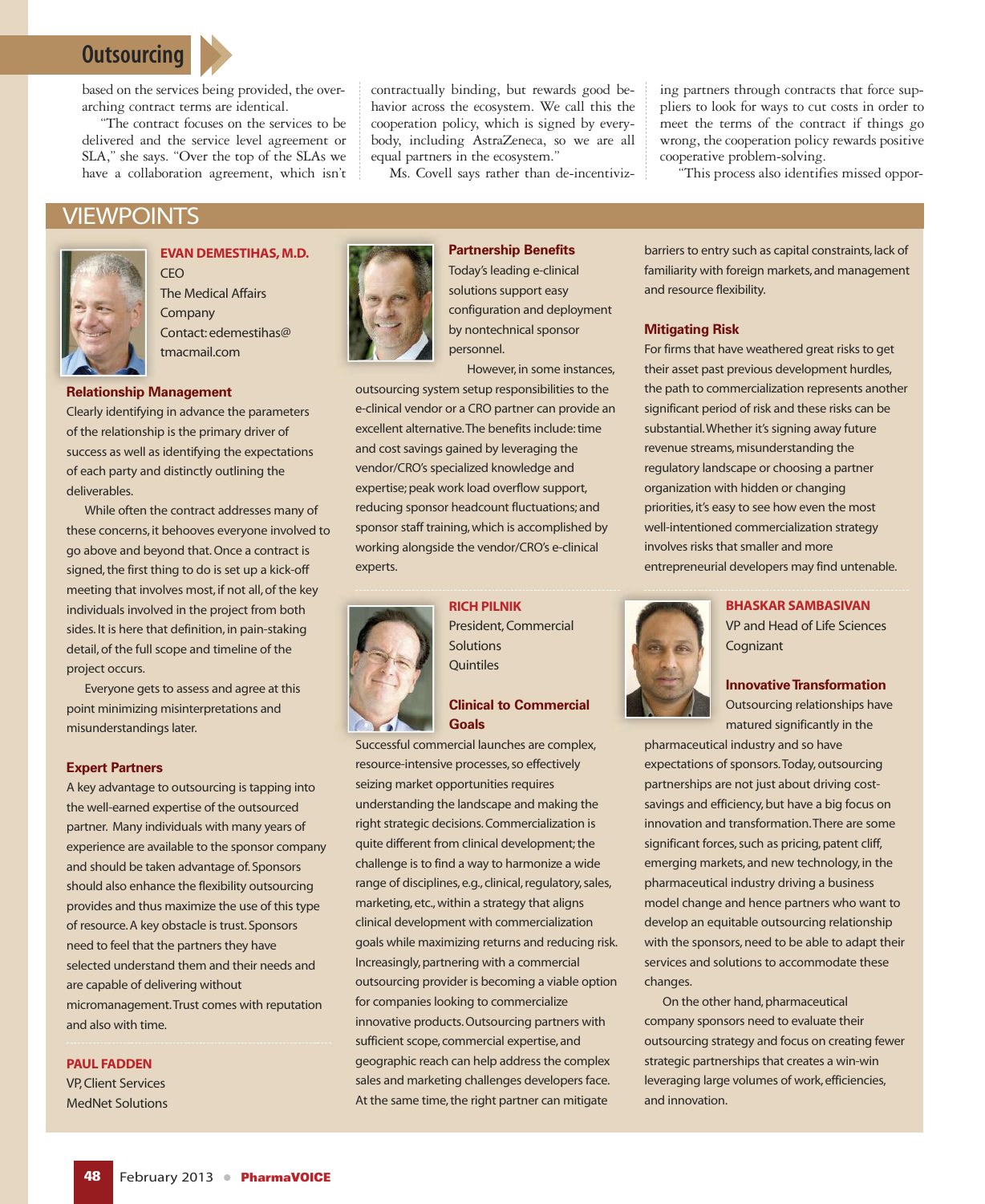based on the services being provided, the overarching contract terms are identical.

"The contract focuses on the services to be delivered and the service level agreement or SLA," she says. "Over the top of the SLAs we have a collaboration agreement, which isn't contractually binding, but rewards good behavior across the ecosystem. We call this the cooperation policy, which is signed by everybody, including AstraZeneca, so we are all equal partners in the ecosystem."

Ms. Covell says rather than de-incentivizing partners through contracts that force suppliers to look for ways to cut costs in order to meet the terms of the contract if things go wrong, the cooperation policy rewards positive cooperative problem-solving.

"This process also identifies missed oppor-

## VIEWPOINTS

**EVAN DEMESTIHAS, M.D.**
CEO
The Medical Affairs Company
Contact: edemestihas@tmacmail.com

### Relationship Management

Clearly identifying in advance the parameters of the relationship is the primary driver of success as well as identifying the expectations of each party and distinctly outlining the deliverables.

While often the contract addresses many of these concerns, it behooves everyone involved to go above and beyond that. Once a contract is signed, the first thing to do is set up a kick-off meeting that involves most, if not all, of the key individuals involved in the project from both sides. It is here that definition, in pain-staking detail, of the full scope and timeline of the project occurs.

Everyone gets to assess and agree at this point minimizing misinterpretations and misunderstandings later.

### Expert Partners

A key advantage to outsourcing is tapping into the well-earned expertise of the outsourced partner. Many individuals with many years of experience are available to the sponsor company and should be taken advantage of. Sponsors should also enhance the flexibility outsourcing provides and thus maximize the use of this type of resource. A key obstacle is trust. Sponsors need to feel that the partners they have selected understand them and their needs and are capable of delivering without micromanagement. Trust comes with reputation and also with time.

**PAUL FADDEN**
VP, Client Services
MedNet Solutions

### Partnership Benefits

Today's leading e-clinical solutions support easy configuration and deployment by nontechnical sponsor personnel.

However, in some instances, outsourcing system setup responsibilities to the e-clinical vendor or a CRO partner can provide an excellent alternative. The benefits include: time and cost savings gained by leveraging the vendor/CRO's specialized knowledge and expertise; peak work load overflow support, reducing sponsor headcount fluctuations; and sponsor staff training, which is accomplished by working alongside the vendor/CRO's e-clinical experts.

**RICH PILNIK**
President, Commercial Solutions
Quintiles

### Clinical to Commercial Goals

Successful commercial launches are complex, resource-intensive processes, so effectively seizing market opportunities requires understanding the landscape and making the right strategic decisions. Commercialization is quite different from clinical development; the challenge is to find a way to harmonize a wide range of disciplines, e.g., clinical, regulatory, sales, marketing, etc., within a strategy that aligns clinical development with commercialization goals while maximizing returns and reducing risk. Increasingly, partnering with a commercial outsourcing provider is becoming a viable option for companies looking to commercialize innovative products. Outsourcing partners with sufficient scope, commercial expertise, and geographic reach can help address the complex sales and marketing challenges developers face. At the same time, the right partner can mitigate barriers to entry such as capital constraints, lack of familiarity with foreign markets, and management and resource flexibility.

### Mitigating Risk

For firms that have weathered great risks to get their asset past previous development hurdles, the path to commercialization represents another significant period of risk and these risks can be substantial. Whether it's signing away future revenue streams, misunderstanding the regulatory landscape or choosing a partner organization with hidden or changing priorities, it's easy to see how even the most well-intentioned commercialization strategy involves risks that smaller and more entrepreneurial developers may find untenable.

**BHASKAR SAMBASIVAN**
VP and Head of Life Sciences
Cognizant

### Innovative Transformation

Outsourcing relationships have matured significantly in the pharmaceutical industry and so have expectations of sponsors. Today, outsourcing partnerships are not just about driving cost-savings and efficiency, but have a big focus on innovation and transformation. There are some significant forces, such as pricing, patent cliff, emerging markets, and new technology, in the pharmaceutical industry driving a business model change and hence partners who want to develop an equitable outsourcing relationship with the sponsors, need to be able to adapt their services and solutions to accommodate these changes.

On the other hand, pharmaceutical company sponsors need to evaluate their outsourcing strategy and focus on creating fewer strategic partnerships that creates a win-win leveraging large volumes of work, efficiencies, and innovation.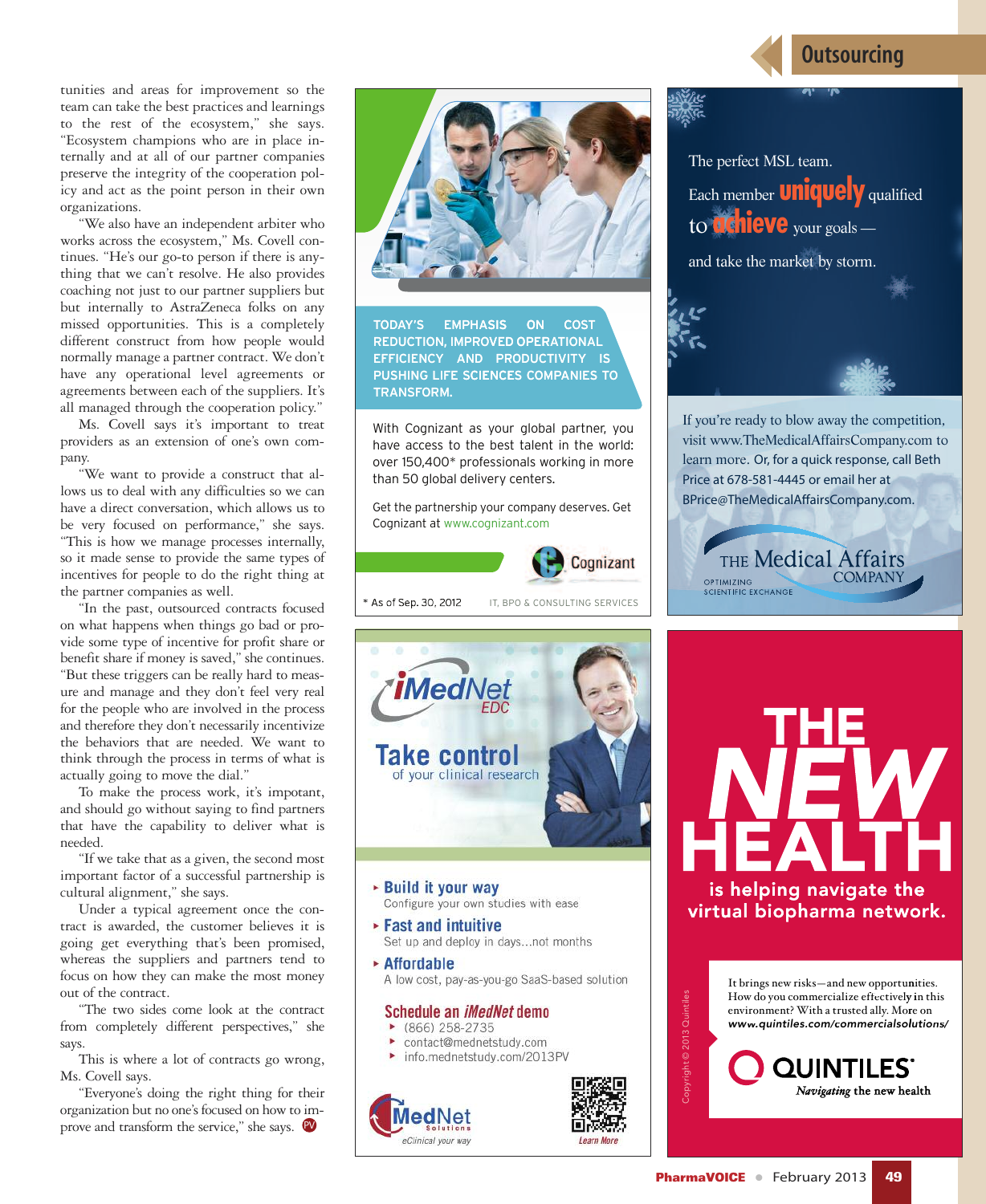tunities and areas for improvement so the team can take the best practices and learnings to the rest of the ecosystem," she says. "Ecosystem champions who are in place internally and at all of our partner companies preserve the integrity of the cooperation policy and act as the point person in their own organizations.

"We also have an independent arbiter who works across the ecosystem," Ms. Covell continues. "He's our go-to person if there is anything that we can't resolve. He also provides coaching not just to our partner suppliers but but internally to AstraZeneca folks on any missed opportunities. This is a completely different construct from how people would normally manage a partner contract. We don't have any operational level agreements or agreements between each of the suppliers. It's all managed through the cooperation policy."

Ms. Covell says it's important to treat providers as an extension of one's own company.

"We want to provide a construct that allows us to deal with any difficulties so we can have a direct conversation, which allows us to be very focused on performance," she says. "This is how we manage processes internally, so it made sense to provide the same types of incentives for people to do the right thing at the partner companies as well.

"In the past, outsourced contracts focused on what happens when things go bad or provide some type of incentive for profit share or benefit share if money is saved," she continues. "But these triggers can be really hard to measure and manage and they don't feel very real for the people who are involved in the process and therefore they don't necessarily incentivize the behaviors that are needed. We want to think through the process in terms of what is actually going to move the dial."

To make the process work, it's impotant, and should go without saying to find partners that have the capability to deliver what is needed.

"If we take that as a given, the second most important factor of a successful partnership is cultural alignment," she says.

Under a typical agreement once the contract is awarded, the customer believes it is going get everything that's been promised, whereas the suppliers and partners tend to focus on how they can make the most money out of the contract.

"The two sides come look at the contract from completely different perspectives," she says.

This is where a lot of contracts go wrong, Ms. Covell says.

"Everyone's doing the right thing for their organization but no one's focused on how to improve and transform the service," she says. PV

---

TODAY'S EMPHASIS ON COST REDUCTION, IMPROVED OPERATIONAL EFFICIENCY AND PRODUCTIVITY IS PUSHING LIFE SCIENCES COMPANIES TO TRANSFORM.

With Cognizant as your global partner, you have access to the best talent in the world: over 150,400* professionals working in more than 50 global delivery centers.

Get the partnership your company deserves. Get Cognizant at www.cognizant.com

Cognizant

* As of Sep. 30, 2012 IT, BPO & CONSULTING SERVICES

---

The perfect MSL team.

Each member uniquely qualified to achieve your goals — and take the market by storm.

If you're ready to blow away the competition, visit www.TheMedicalAffairsCompany.com to learn more. Or, for a quick response, call Beth Price at 678-581-4445 or email her at BPrice@TheMedicalAffairsCompany.com.

THE Medical Affairs COMPANY

OPTIMIZING SCIENTIFIC EXCHANGE

---

iMedNet EDC

Take control of your clinical research

- Build it your way
  Configure your own studies with ease
- Fast and intuitive
  Set up and deploy in days...not months
- Affordable
  A low cost, pay-as-you-go SaaS-based solution

Schedule an *iMedNet* demo

- (866) 258-2735
- contact@mednetstudy.com
- info.mednetstudy.com/2013PV

MedNet Solutions
eClinical your way

Learn More

---

THE NEW HEALTH

is helping navigate the virtual biopharma network.

It brings new risks—and new opportunities. How do you commercialize effectively in this environment? With a trusted ally. More on www.quintiles.com/commercialsolutions/

QUINTILES
*Navigating* the new health

Copyright © 2013 Quintiles